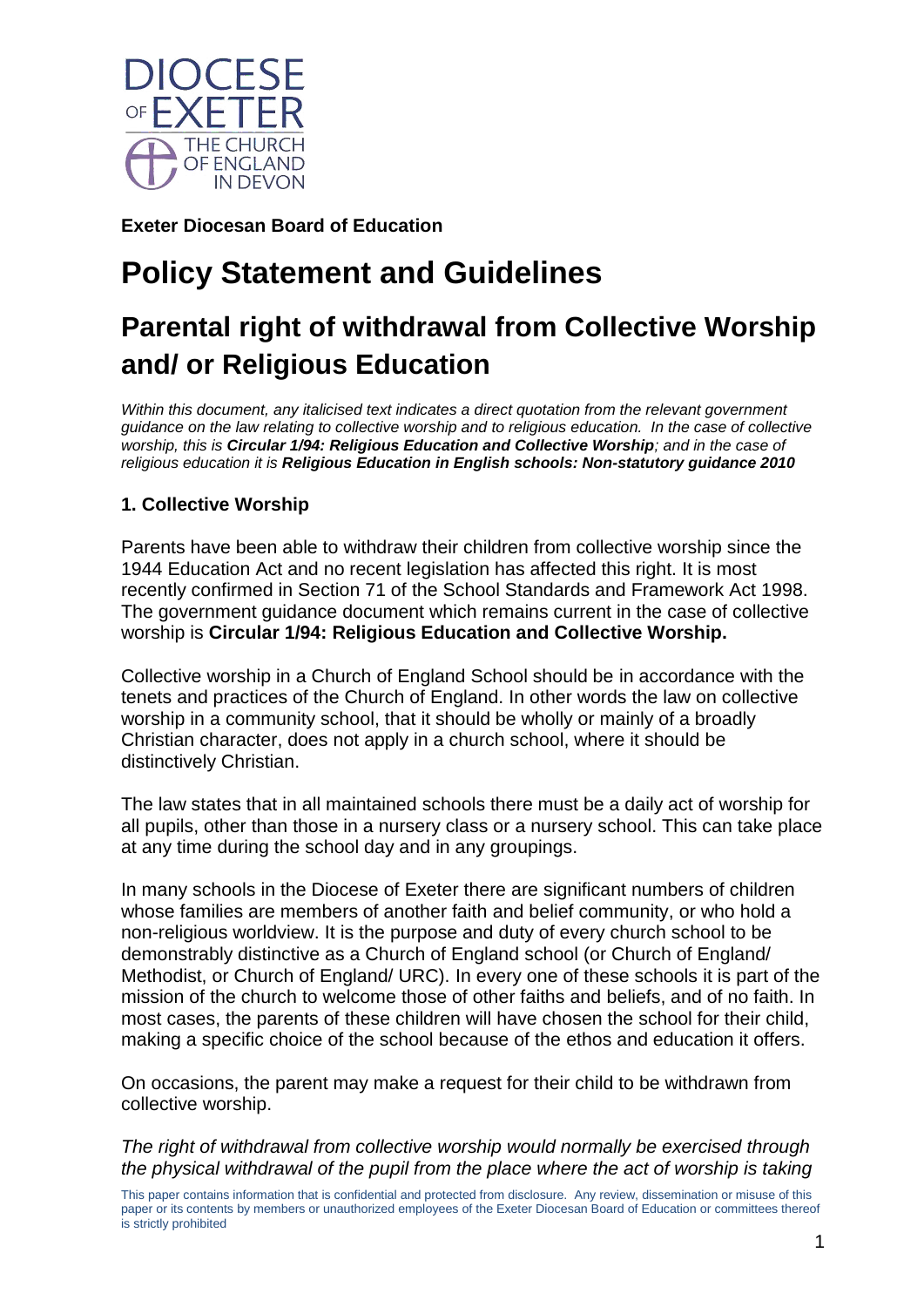**Exeter Diocesan Board of Education**

# Policy Statement and Guidelines

## Parental right of withdrawal from Collective Worship and/ or Religious Education

*Within this document, any italicised text indicates a direct quotation from the relevant government guidance on the law relating to collective worship and to religious education. In the case of collective worship, this is **Circular 1/94: Religious Education and Collective Worship**; and in the case of religious education it is **Religious Education in English schools: Non-statutory guidance 2010***

### 1. Collective Worship

Parents have been able to withdraw their children from collective worship since the 1944 Education Act and no recent legislation has affected this right. It is most recently confirmed in Section 71 of the School Standards and Framework Act 1998. The government guidance document which remains current in the case of collective worship is **Circular 1/94: Religious Education and Collective Worship.**

Collective worship in a Church of England School should be in accordance with the tenets and practices of the Church of England. In other words the law on collective worship in a community school, that it should be wholly or mainly of a broadly Christian character, does not apply in a church school, where it should be distinctively Christian.

The law states that in all maintained schools there must be a daily act of worship for all pupils, other than those in a nursery class or a nursery school. This can take place at any time during the school day and in any groupings.

In many schools in the Diocese of Exeter there are significant numbers of children whose families are members of another faith and belief community, or who hold a non-religious worldview. It is the purpose and duty of every church school to be demonstrably distinctive as a Church of England school (or Church of England/ Methodist, or Church of England/ URC). In every one of these schools it is part of the mission of the church to welcome those of other faiths and beliefs, and of no faith. In most cases, the parents of these children will have chosen the school for their child, making a specific choice of the school because of the ethos and education it offers.

On occasions, the parent may make a request for their child to be withdrawn from collective worship.

*The right of withdrawal from collective worship would normally be exercised through the physical withdrawal of the pupil from the place where the act of worship is taking*

This paper contains information that is confidential and protected from disclosure. Any review, dissemination or misuse of this paper or its contents by members or unauthorized employees of the Exeter Diocesan Board of Education or committees thereof is strictly prohibited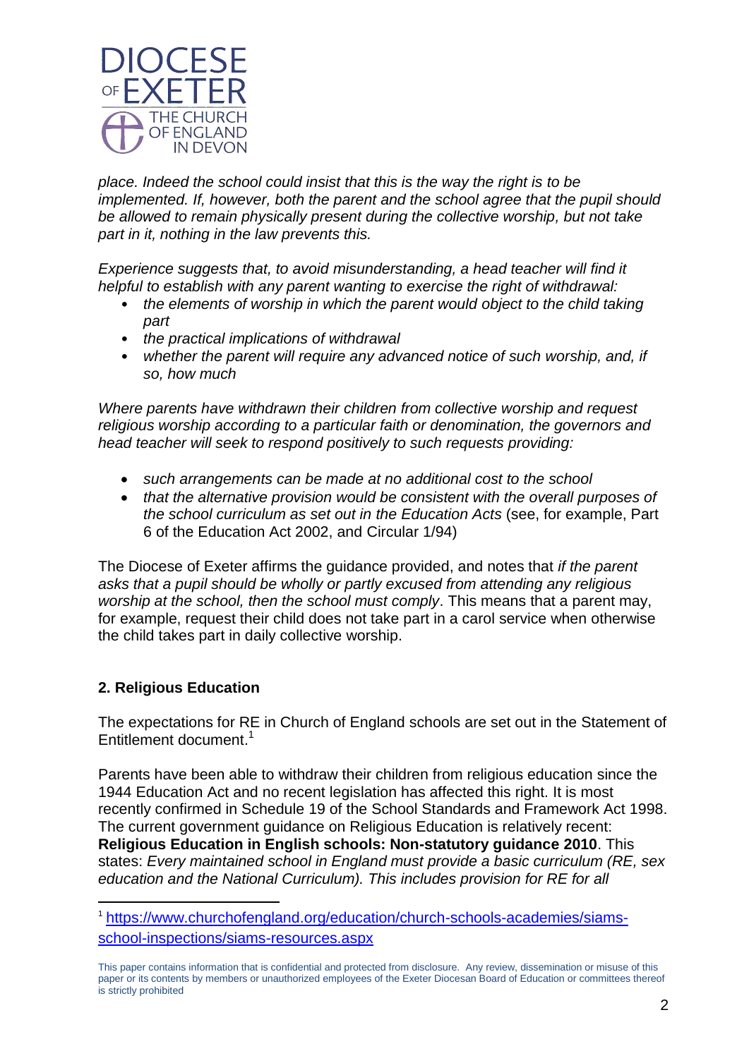*place. Indeed the school could insist that this is the way the right is to be implemented. If, however, both the parent and the school agree that the pupil should be allowed to remain physically present during the collective worship, but not take part in it, nothing in the law prevents this.*

*Experience suggests that, to avoid misunderstanding, a head teacher will find it helpful to establish with any parent wanting to exercise the right of withdrawal:*

- *the elements of worship in which the parent would object to the child taking part*
- *the practical implications of withdrawal*
- *whether the parent will require any advanced notice of such worship, and, if so, how much*

*Where parents have withdrawn their children from collective worship and request religious worship according to a particular faith or denomination, the governors and head teacher will seek to respond positively to such requests providing:*

- *such arrangements can be made at no additional cost to the school*
- *that the alternative provision would be consistent with the overall purposes of the school curriculum as set out in the Education Acts* (see, for example, Part 6 of the Education Act 2002, and Circular 1/94)

The Diocese of Exeter affirms the guidance provided, and notes that *if the parent asks that a pupil should be wholly or partly excused from attending any religious worship at the school, then the school must comply*. This means that a parent may, for example, request their child does not take part in a carol service when otherwise the child takes part in daily collective worship.

## 2. Religious Education

The expectations for RE in Church of England schools are set out in the Statement of Entitlement document.[1]

Parents have been able to withdraw their children from religious education since the 1944 Education Act and no recent legislation has affected this right. It is most recently confirmed in Schedule 19 of the School Standards and Framework Act 1998. The current government guidance on Religious Education is relatively recent: **Religious Education in English schools: Non-statutory guidance 2010**. This states: *Every maintained school in England must provide a basic curriculum (RE, sex education and the National Curriculum). This includes provision for RE for all*

[1] https://www.churchofengland.org/education/church-schools-academies/siams-school-inspections/siams-resources.aspx

This paper contains information that is confidential and protected from disclosure. Any review, dissemination or misuse of this paper or its contents by members or unauthorized employees of the Exeter Diocesan Board of Education or committees thereof is strictly prohibited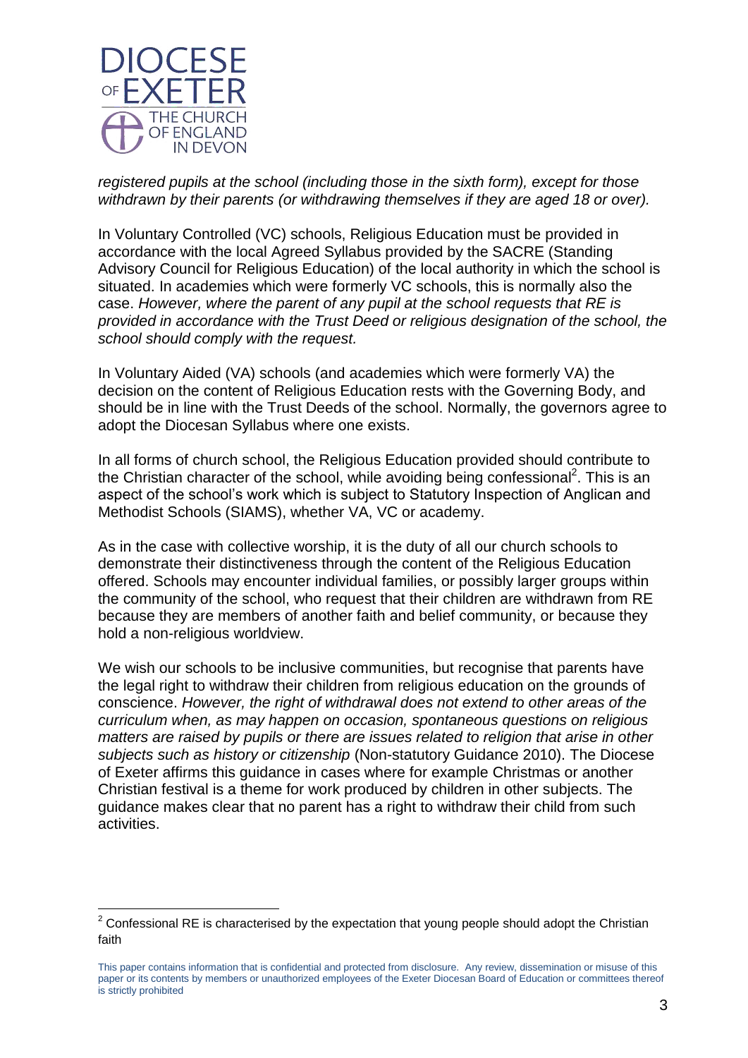*registered pupils at the school (including those in the sixth form), except for those withdrawn by their parents (or withdrawing themselves if they are aged 18 or over).*

In Voluntary Controlled (VC) schools, Religious Education must be provided in accordance with the local Agreed Syllabus provided by the SACRE (Standing Advisory Council for Religious Education) of the local authority in which the school is situated. In academies which were formerly VC schools, this is normally also the case. *However, where the parent of any pupil at the school requests that RE is provided in accordance with the Trust Deed or religious designation of the school, the school should comply with the request.*

In Voluntary Aided (VA) schools (and academies which were formerly VA) the decision on the content of Religious Education rests with the Governing Body, and should be in line with the Trust Deeds of the school. Normally, the governors agree to adopt the Diocesan Syllabus where one exists.

In all forms of church school, the Religious Education provided should contribute to the Christian character of the school, while avoiding being confessional[2]. This is an aspect of the school's work which is subject to Statutory Inspection of Anglican and Methodist Schools (SIAMS), whether VA, VC or academy.

As in the case with collective worship, it is the duty of all our church schools to demonstrate their distinctiveness through the content of the Religious Education offered. Schools may encounter individual families, or possibly larger groups within the community of the school, who request that their children are withdrawn from RE because they are members of another faith and belief community, or because they hold a non-religious worldview.

We wish our schools to be inclusive communities, but recognise that parents have the legal right to withdraw their children from religious education on the grounds of conscience. *However, the right of withdrawal does not extend to other areas of the curriculum when, as may happen on occasion, spontaneous questions on religious matters are raised by pupils or there are issues related to religion that arise in other subjects such as history or citizenship* (Non-statutory Guidance 2010). The Diocese of Exeter affirms this guidance in cases where for example Christmas or another Christian festival is a theme for work produced by children in other subjects. The guidance makes clear that no parent has a right to withdraw their child from such activities.

[2] Confessional RE is characterised by the expectation that young people should adopt the Christian faith

This paper contains information that is confidential and protected from disclosure. Any review, dissemination or misuse of this paper or its contents by members or unauthorized employees of the Exeter Diocesan Board of Education or committees thereof is strictly prohibited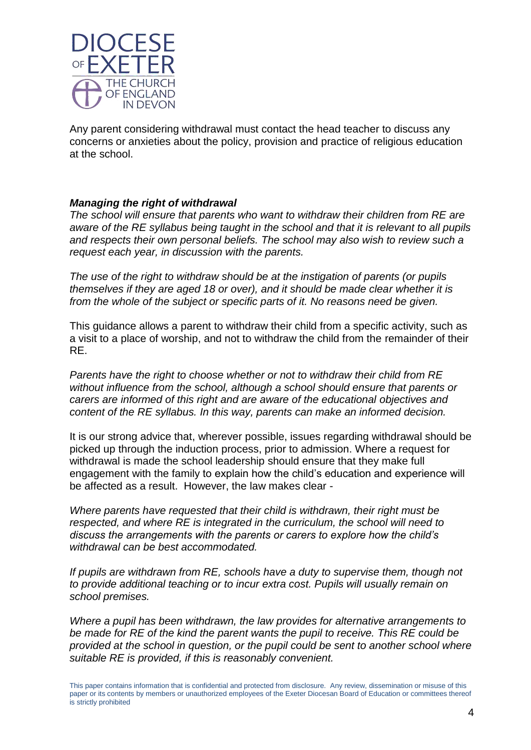Any parent considering withdrawal must contact the head teacher to discuss any concerns or anxieties about the policy, provision and practice of religious education at the school.

***Managing the right of withdrawal***

*The school will ensure that parents who want to withdraw their children from RE are aware of the RE syllabus being taught in the school and that it is relevant to all pupils and respects their own personal beliefs. The school may also wish to review such a request each year, in discussion with the parents.*

*The use of the right to withdraw should be at the instigation of parents (or pupils themselves if they are aged 18 or over), and it should be made clear whether it is from the whole of the subject or specific parts of it. No reasons need be given.*

This guidance allows a parent to withdraw their child from a specific activity, such as a visit to a place of worship, and not to withdraw the child from the remainder of their RE.

*Parents have the right to choose whether or not to withdraw their child from RE without influence from the school, although a school should ensure that parents or carers are informed of this right and are aware of the educational objectives and content of the RE syllabus. In this way, parents can make an informed decision.*

It is our strong advice that, wherever possible, issues regarding withdrawal should be picked up through the induction process, prior to admission. Where a request for withdrawal is made the school leadership should ensure that they make full engagement with the family to explain how the child's education and experience will be affected as a result. However, the law makes clear -

*Where parents have requested that their child is withdrawn, their right must be respected, and where RE is integrated in the curriculum, the school will need to discuss the arrangements with the parents or carers to explore how the child's withdrawal can be best accommodated.*

*If pupils are withdrawn from RE, schools have a duty to supervise them, though not to provide additional teaching or to incur extra cost. Pupils will usually remain on school premises.*

*Where a pupil has been withdrawn, the law provides for alternative arrangements to be made for RE of the kind the parent wants the pupil to receive. This RE could be provided at the school in question, or the pupil could be sent to another school where suitable RE is provided, if this is reasonably convenient.*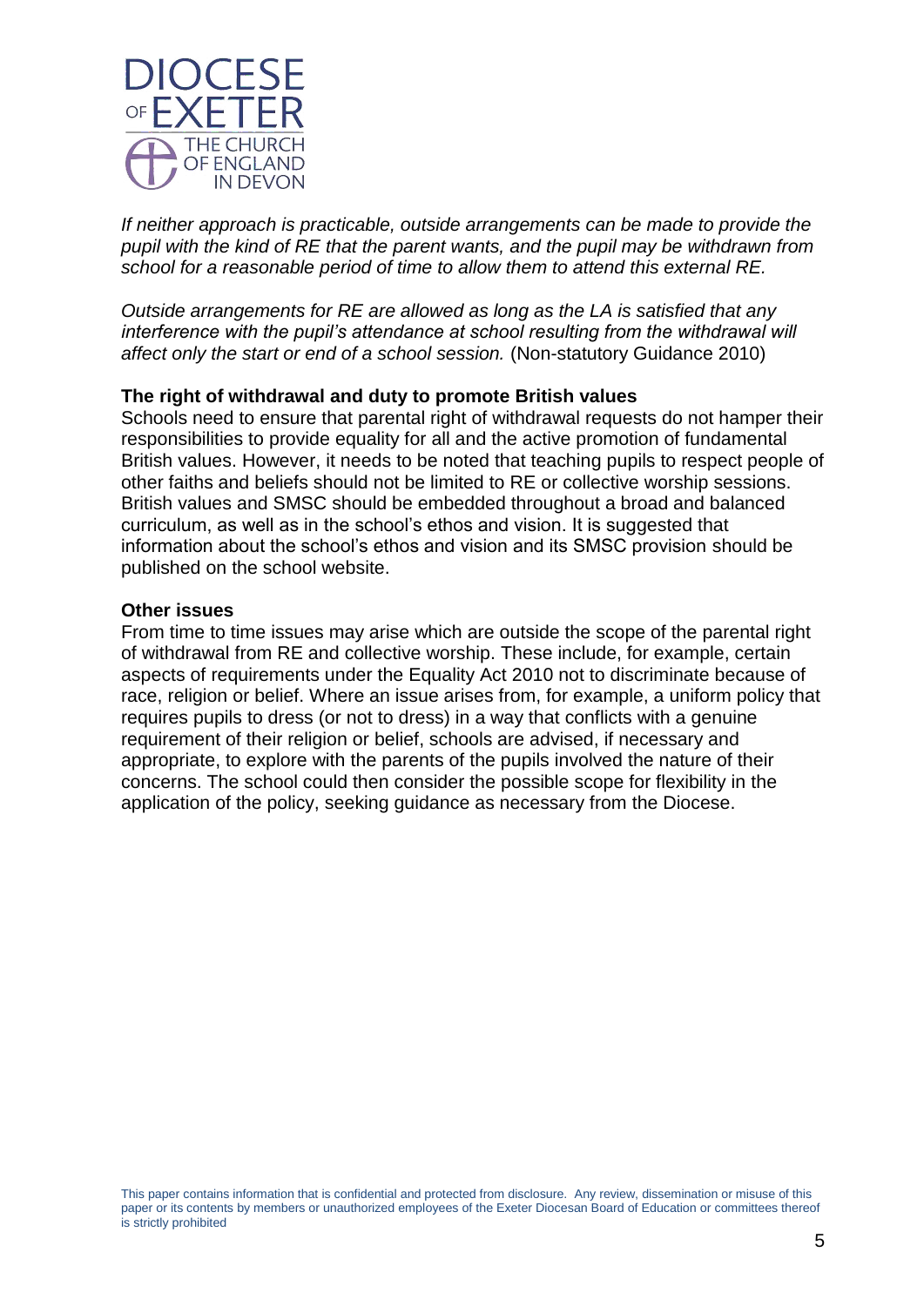*If neither approach is practicable, outside arrangements can be made to provide the pupil with the kind of RE that the parent wants, and the pupil may be withdrawn from school for a reasonable period of time to allow them to attend this external RE.*

*Outside arrangements for RE are allowed as long as the LA is satisfied that any interference with the pupil's attendance at school resulting from the withdrawal will affect only the start or end of a school session.* (Non-statutory Guidance 2010)

**The right of withdrawal and duty to promote British values**

Schools need to ensure that parental right of withdrawal requests do not hamper their responsibilities to provide equality for all and the active promotion of fundamental British values. However, it needs to be noted that teaching pupils to respect people of other faiths and beliefs should not be limited to RE or collective worship sessions. British values and SMSC should be embedded throughout a broad and balanced curriculum, as well as in the school's ethos and vision. It is suggested that information about the school's ethos and vision and its SMSC provision should be published on the school website.

**Other issues**

From time to time issues may arise which are outside the scope of the parental right of withdrawal from RE and collective worship. These include, for example, certain aspects of requirements under the Equality Act 2010 not to discriminate because of race, religion or belief. Where an issue arises from, for example, a uniform policy that requires pupils to dress (or not to dress) in a way that conflicts with a genuine requirement of their religion or belief, schools are advised, if necessary and appropriate, to explore with the parents of the pupils involved the nature of their concerns. The school could then consider the possible scope for flexibility in the application of the policy, seeking guidance as necessary from the Diocese.